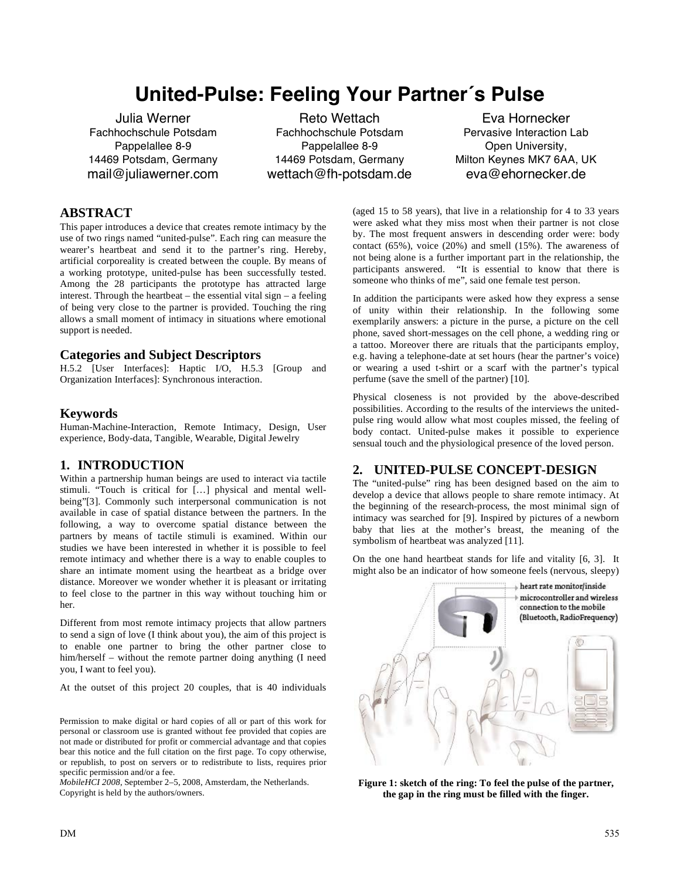# United-Pulse: Feeling Your Partner´s Pulse

Julia Werner
Fachhochschule Potsdam
Pappelallee 8-9
14469 Potsdam, Germany
mail@juliawerner.com

Reto Wettach
Fachhochschule Potsdam
Pappelallee 8-9
14469 Potsdam, Germany
wettach@fh-potsdam.de

Eva Hornecker
Pervasive Interaction Lab
Open University,
Milton Keynes MK7 6AA, UK
eva@ehornecker.de

## ABSTRACT

This paper introduces a device that creates remote intimacy by the use of two rings named "united-pulse". Each ring can measure the wearer's heartbeat and send it to the partner's ring. Hereby, artificial corporeality is created between the couple. By means of a working prototype, united-pulse has been successfully tested. Among the 28 participants the prototype has attracted large interest. Through the heartbeat – the essential vital sign – a feeling of being very close to the partner is provided. Touching the ring allows a small moment of intimacy in situations where emotional support is needed.

### Categories and Subject Descriptors

H.5.2 [User Interfaces]: Haptic I/O, H.5.3 [Group and Organization Interfaces]: Synchronous interaction.

### Keywords

Human-Machine-Interaction, Remote Intimacy, Design, User experience, Body-data, Tangible, Wearable, Digital Jewelry

## 1. INTRODUCTION

Within a partnership human beings are used to interact via tactile stimuli. "Touch is critical for […] physical and mental well-being"[3]. Commonly such interpersonal communication is not available in case of spatial distance between the partners. In the following, a way to overcome spatial distance between the partners by means of tactile stimuli is examined. Within our studies we have been interested in whether it is possible to feel remote intimacy and whether there is a way to enable couples to share an intimate moment using the heartbeat as a bridge over distance. Moreover we wonder whether it is pleasant or irritating to feel close to the partner in this way without touching him or her.

Different from most remote intimacy projects that allow partners to send a sign of love (I think about you), the aim of this project is to enable one partner to bring the other partner close to him/herself – without the remote partner doing anything (I need you, I want to feel you).

At the outset of this project 20 couples, that is 40 individuals (aged 15 to 58 years), that live in a relationship for 4 to 33 years were asked what they miss most when their partner is not close by. The most frequent answers in descending order were: body contact (65%), voice (20%) and smell (15%). The awareness of not being alone is a further important part in the relationship, the participants answered. "It is essential to know that there is someone who thinks of me", said one female test person.

In addition the participants were asked how they express a sense of unity within their relationship. In the following some exemplarily answers: a picture in the purse, a picture on the cell phone, saved short-messages on the cell phone, a wedding ring or a tattoo. Moreover there are rituals that the participants employ, e.g. having a telephone-date at set hours (hear the partner's voice) or wearing a used t-shirt or a scarf with the partner's typical perfume (save the smell of the partner) [10].

Physical closeness is not provided by the above-described possibilities. According to the results of the interviews the united-pulse ring would allow what most couples missed, the feeling of body contact. United-pulse makes it possible to experience sensual touch and the physiological presence of the loved person.

Permission to make digital or hard copies of all or part of this work for personal or classroom use is granted without fee provided that copies are not made or distributed for profit or commercial advantage and that copies bear this notice and the full citation on the first page. To copy otherwise, or republish, to post on servers or to redistribute to lists, requires prior specific permission and/or a fee.
*MobileHCI 2008*, September 2–5, 2008, Amsterdam, the Netherlands.
Copyright is held by the authors/owners.

## 2. UNITED-PULSE CONCEPT-DESIGN

The "united-pulse" ring has been designed based on the aim to develop a device that allows people to share remote intimacy. At the beginning of the research-process, the most minimal sign of intimacy was searched for [9]. Inspired by pictures of a newborn baby that lies at the mother's breast, the meaning of the symbolism of heartbeat was analyzed [11].

On the one hand heartbeat stands for life and vitality [6, 3]. It might also be an indicator of how someone feels (nervous, sleepy)

heart rate monitor/inside
microcontroller and wireless connection to the mobile (Bluetooth, RadioFrequency)

**Figure 1: sketch of the ring: To feel the pulse of the partner, the gap in the ring must be filled with the finger.**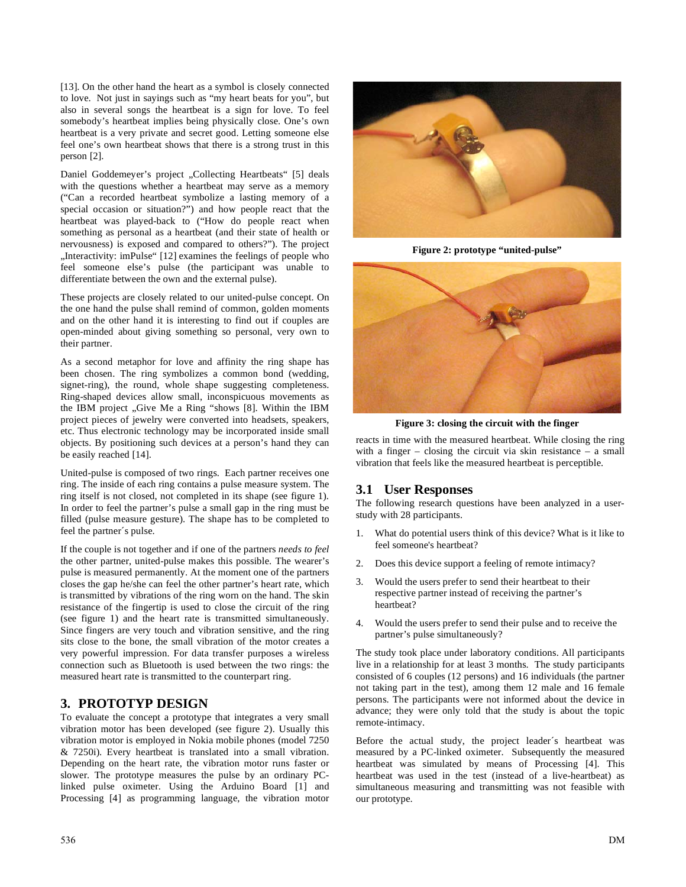[13]. On the other hand the heart as a symbol is closely connected to love. Not just in sayings such as "my heart beats for you", but also in several songs the heartbeat is a sign for love. To feel somebody's heartbeat implies being physically close. One's own heartbeat is a very private and secret good. Letting someone else feel one's own heartbeat shows that there is a strong trust in this person [2].

Daniel Goddemeyer's project „Collecting Heartbeats" [5] deals with the questions whether a heartbeat may serve as a memory ("Can a recorded heartbeat symbolize a lasting memory of a special occasion or situation?") and how people react that the heartbeat was played-back to ("How do people react when something as personal as a heartbeat (and their state of health or nervousness) is exposed and compared to others?"). The project „Interactivity: imPulse" [12] examines the feelings of people who feel someone else's pulse (the participant was unable to differentiate between the own and the external pulse).

These projects are closely related to our united-pulse concept. On the one hand the pulse shall remind of common, golden moments and on the other hand it is interesting to find out if couples are open-minded about giving something so personal, very own to their partner.

As a second metaphor for love and affinity the ring shape has been chosen. The ring symbolizes a common bond (wedding, signet-ring), the round, whole shape suggesting completeness. Ring-shaped devices allow small, inconspicuous movements as the IBM project „Give Me a Ring "shows [8]. Within the IBM project pieces of jewelry were converted into headsets, speakers, etc. Thus electronic technology may be incorporated inside small objects. By positioning such devices at a person's hand they can be easily reached [14].

United-pulse is composed of two rings. Each partner receives one ring. The inside of each ring contains a pulse measure system. The ring itself is not closed, not completed in its shape (see figure 1). In order to feel the partner's pulse a small gap in the ring must be filled (pulse measure gesture). The shape has to be completed to feel the partner´s pulse.

If the couple is not together and if one of the partners *needs to feel* the other partner, united-pulse makes this possible. The wearer's pulse is measured permanently. At the moment one of the partners closes the gap he/she can feel the other partner's heart rate, which is transmitted by vibrations of the ring worn on the hand. The skin resistance of the fingertip is used to close the circuit of the ring (see figure 1) and the heart rate is transmitted simultaneously. Since fingers are very touch and vibration sensitive, and the ring sits close to the bone, the small vibration of the motor creates a very powerful impression. For data transfer purposes a wireless connection such as Bluetooth is used between the two rings: the measured heart rate is transmitted to the counterpart ring.

## 3. PROTOTYP DESIGN

To evaluate the concept a prototype that integrates a very small vibration motor has been developed (see figure 2). Usually this vibration motor is employed in Nokia mobile phones (model 7250 & 7250i). Every heartbeat is translated into a small vibration. Depending on the heart rate, the vibration motor runs faster or slower. The prototype measures the pulse by an ordinary PC-linked pulse oximeter. Using the Arduino Board [1] and Processing [4] as programming language, the vibration motor reacts in time with the measured heartbeat. While closing the ring with a finger – closing the circuit via skin resistance – a small vibration that feels like the measured heartbeat is perceptible.

**Figure 2: prototype "united-pulse"**

**Figure 3: closing the circuit with the finger**

### 3.1 User Responses

The following research questions have been analyzed in a user-study with 28 participants.

1. What do potential users think of this device? What is it like to feel someone's heartbeat?
2. Does this device support a feeling of remote intimacy?
3. Would the users prefer to send their heartbeat to their respective partner instead of receiving the partner's heartbeat?
4. Would the users prefer to send their pulse and to receive the partner's pulse simultaneously?

The study took place under laboratory conditions. All participants live in a relationship for at least 3 months. The study participants consisted of 6 couples (12 persons) and 16 individuals (the partner not taking part in the test), among them 12 male and 16 female persons. The participants were not informed about the device in advance; they were only told that the study is about the topic remote-intimacy.

Before the actual study, the project leader´s heartbeat was measured by a PC-linked oximeter. Subsequently the measured heartbeat was simulated by means of Processing [4]. This heartbeat was used in the test (instead of a live-heartbeat) as simultaneous measuring and transmitting was not feasible with our prototype.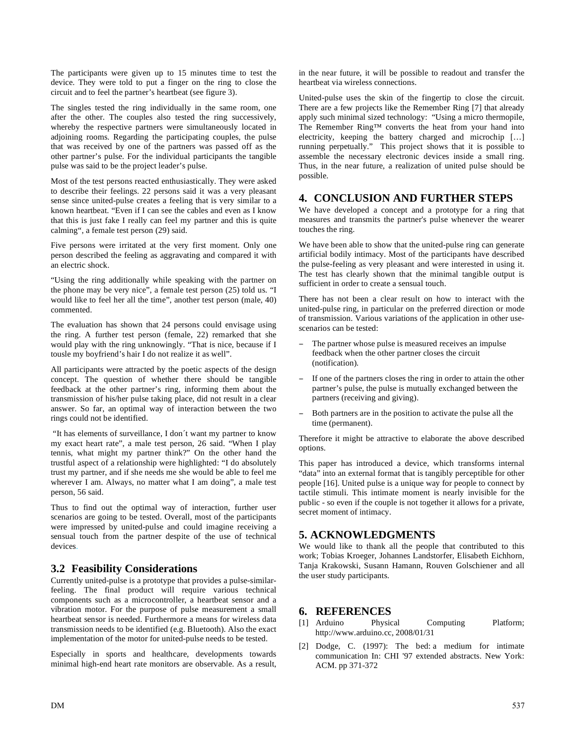The participants were given up to 15 minutes time to test the device. They were told to put a finger on the ring to close the circuit and to feel the partner's heartbeat (see figure 3).

The singles tested the ring individually in the same room, one after the other. The couples also tested the ring successively, whereby the respective partners were simultaneously located in adjoining rooms. Regarding the participating couples, the pulse that was received by one of the partners was passed off as the other partner's pulse. For the individual participants the tangible pulse was said to be the project leader's pulse.

Most of the test persons reacted enthusiastically. They were asked to describe their feelings. 22 persons said it was a very pleasant sense since united-pulse creates a feeling that is very similar to a known heartbeat. "Even if I can see the cables and even as I know that this is just fake I really can feel my partner and this is quite calming", a female test person (29) said.

Five persons were irritated at the very first moment. Only one person described the feeling as aggravating and compared it with an electric shock.

"Using the ring additionally while speaking with the partner on the phone may be very nice", a female test person (25) told us. "I would like to feel her all the time", another test person (male, 40) commented.

The evaluation has shown that 24 persons could envisage using the ring. A further test person (female, 22) remarked that she would play with the ring unknowingly. "That is nice, because if I tousle my boyfriend's hair I do not realize it as well".

All participants were attracted by the poetic aspects of the design concept. The question of whether there should be tangible feedback at the other partner's ring, informing them about the transmission of his/her pulse taking place, did not result in a clear answer. So far, an optimal way of interaction between the two rings could not be identified.

"It has elements of surveillance, I don´t want my partner to know my exact heart rate", a male test person, 26 said. "When I play tennis, what might my partner think?" On the other hand the trustful aspect of a relationship were highlighted: "I do absolutely trust my partner, and if she needs me she would be able to feel me wherever I am. Always, no matter what I am doing", a male test person, 56 said.

Thus to find out the optimal way of interaction, further user scenarios are going to be tested. Overall, most of the participants were impressed by united-pulse and could imagine receiving a sensual touch from the partner despite of the use of technical devices.

## 3.2 Feasibility Considerations

Currently united-pulse is a prototype that provides a pulse-similar-feeling. The final product will require various technical components such as a microcontroller, a heartbeat sensor and a vibration motor. For the purpose of pulse measurement a small heartbeat sensor is needed. Furthermore a means for wireless data transmission needs to be identified (e.g. Bluetooth). Also the exact implementation of the motor for united-pulse needs to be tested.

Especially in sports and healthcare, developments towards minimal high-end heart rate monitors are observable. As a result, in the near future, it will be possible to readout and transfer the heartbeat via wireless connections.

United-pulse uses the skin of the fingertip to close the circuit. There are a few projects like the Remember Ring [7] that already apply such minimal sized technology: "Using a micro thermopile, The Remember Ring™ converts the heat from your hand into electricity, keeping the battery charged and microchip […] running perpetually." This project shows that it is possible to assemble the necessary electronic devices inside a small ring. Thus, in the near future, a realization of united pulse should be possible.

## 4. CONCLUSION AND FURTHER STEPS

We have developed a concept and a prototype for a ring that measures and transmits the partner's pulse whenever the wearer touches the ring.

We have been able to show that the united-pulse ring can generate artificial bodily intimacy. Most of the participants have described the pulse-feeling as very pleasant and were interested in using it. The test has clearly shown that the minimal tangible output is sufficient in order to create a sensual touch.

There has not been a clear result on how to interact with the united-pulse ring, in particular on the preferred direction or mode of transmission. Various variations of the application in other use-scenarios can be tested:

- The partner whose pulse is measured receives an impulse feedback when the other partner closes the circuit (notification).
- If one of the partners closes the ring in order to attain the other partner's pulse, the pulse is mutually exchanged between the partners (receiving and giving).
- Both partners are in the position to activate the pulse all the time (permanent).

Therefore it might be attractive to elaborate the above described options.

This paper has introduced a device, which transforms internal "data" into an external format that is tangibly perceptible for other people [16]. United pulse is a unique way for people to connect by tactile stimuli. This intimate moment is nearly invisible for the public - so even if the couple is not together it allows for a private, secret moment of intimacy.

## 5. ACKNOWLEDGMENTS

We would like to thank all the people that contributed to this work; Tobias Kroeger, Johannes Landstorfer, Elisabeth Eichhorn, Tanja Krakowski, Susann Hamann, Rouven Golschiener and all the user study participants.

## 6. REFERENCES

[1] Arduino Physical Computing Platform; http://www.arduino.cc, 2008/01/31

[2] Dodge, C. (1997): The bed: a medium for intimate communication In: CHI '97 extended abstracts. New York: ACM. pp 371-372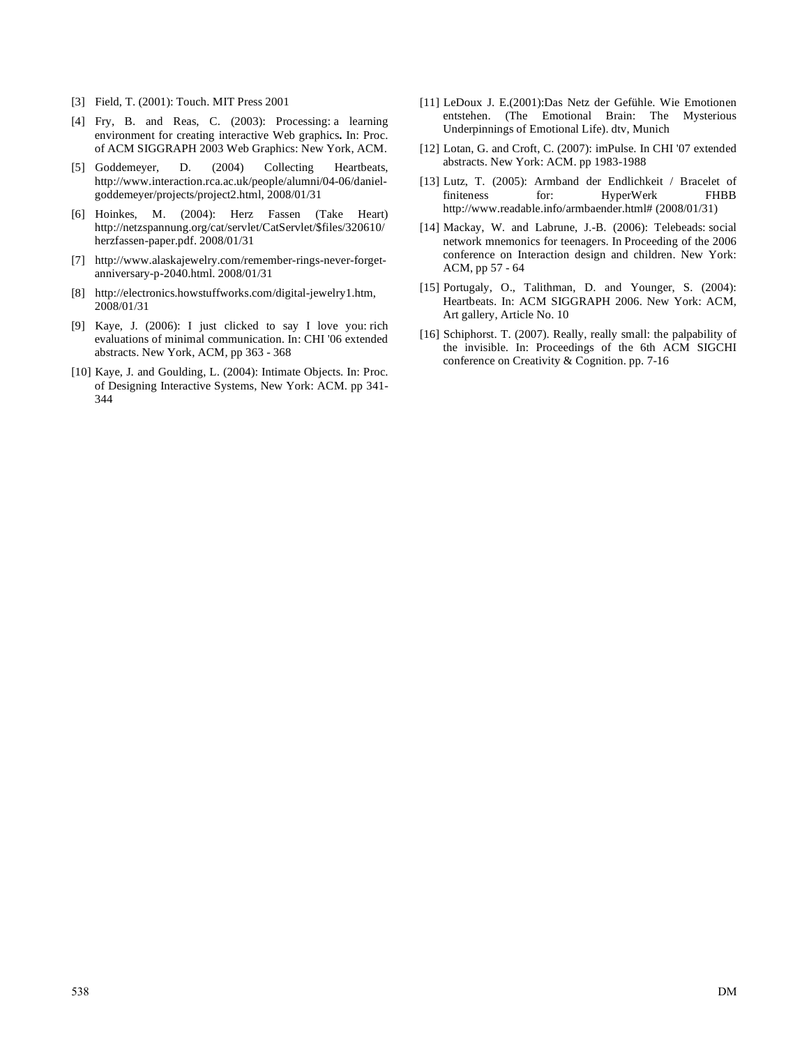[3] Field, T. (2001): Touch. MIT Press 2001

[4] Fry, B. and Reas, C. (2003): Processing: a learning environment for creating interactive Web graphics**.** In: Proc. of ACM SIGGRAPH 2003 Web Graphics: New York, ACM.

[5] Goddemeyer, D. (2004) Collecting Heartbeats, http://www.interaction.rca.ac.uk/people/alumni/04-06/daniel-goddemeyer/projects/project2.html, 2008/01/31

[6] Hoinkes, M. (2004): Herz Fassen (Take Heart) http://netzspannung.org/cat/servlet/CatServlet/$files/320610/herzfassen-paper.pdf. 2008/01/31

[7] http://www.alaskajewelry.com/remember-rings-never-forget-anniversary-p-2040.html. 2008/01/31

[8] http://electronics.howstuffworks.com/digital-jewelry1.htm, 2008/01/31

[9] Kaye, J. (2006): I just clicked to say I love you: rich evaluations of minimal communication. In: CHI '06 extended abstracts. New York, ACM, pp 363 - 368

[10] Kaye, J. and Goulding, L. (2004): Intimate Objects. In: Proc. of Designing Interactive Systems, New York: ACM. pp 341-344

[11] LeDoux J. E.(2001):Das Netz der Gefühle. Wie Emotionen entstehen. (The Emotional Brain: The Mysterious Underpinnings of Emotional Life). dtv, Munich

[12] Lotan, G. and Croft, C. (2007): imPulse. In CHI '07 extended abstracts. New York: ACM. pp 1983-1988

[13] Lutz, T. (2005): Armband der Endlichkeit / Bracelet of finiteness for: HyperWerk FHBB http://www.readable.info/armbaender.html# (2008/01/31)

[14] Mackay, W. and Labrune, J.-B. (2006): Telebeads: social network mnemonics for teenagers. In Proceeding of the 2006 conference on Interaction design and children. New York: ACM, pp 57 - 64

[15] Portugaly, O., Talithman, D. and Younger, S. (2004): Heartbeats. In: ACM SIGGRAPH 2006. New York: ACM, Art gallery, Article No. 10

[16] Schiphorst. T. (2007). Really, really small: the palpability of the invisible. In: Proceedings of the 6th ACM SIGCHI conference on Creativity & Cognition. pp. 7-16